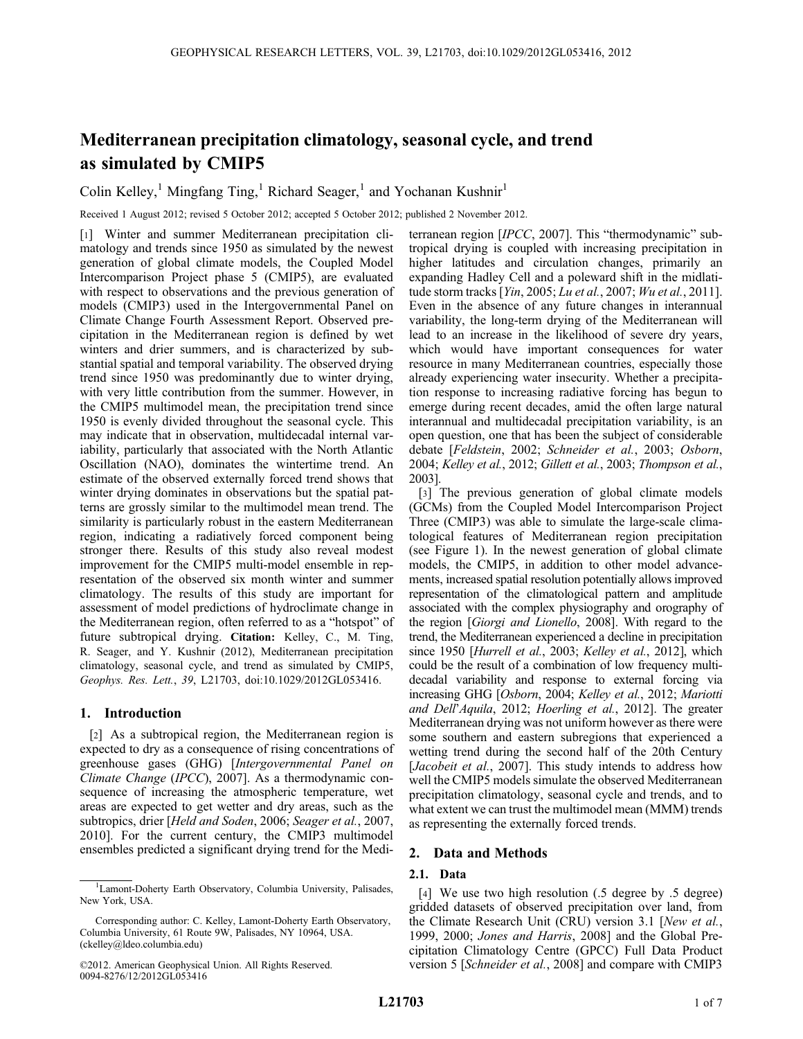# Mediterranean precipitation climatology, seasonal cycle, and trend as simulated by CMIP5

Colin Kelley,[1] Mingfang Ting,[1] Richard Seager,[1] and Yochanan Kushnir[1]

Received 1 August 2012; revised 5 October 2012; accepted 5 October 2012; published 2 November 2012.

[1] Winter and summer Mediterranean precipitation climatology and trends since 1950 as simulated by the newest generation of global climate models, the Coupled Model Intercomparison Project phase 5 (CMIP5), are evaluated with respect to observations and the previous generation of models (CMIP3) used in the Intergovernmental Panel on Climate Change Fourth Assessment Report. Observed precipitation in the Mediterranean region is defined by wet winters and drier summers, and is characterized by substantial spatial and temporal variability. The observed drying trend since 1950 was predominantly due to winter drying, with very little contribution from the summer. However, in the CMIP5 multimodel mean, the precipitation trend since 1950 is evenly divided throughout the seasonal cycle. This may indicate that in observation, multidecadal internal variability, particularly that associated with the North Atlantic Oscillation (NAO), dominates the wintertime trend. An estimate of the observed externally forced trend shows that winter drying dominates in observations but the spatial patterns are grossly similar to the multimodel mean trend. The similarity is particularly robust in the eastern Mediterranean region, indicating a radiatively forced component being stronger there. Results of this study also reveal modest improvement for the CMIP5 multi-model ensemble in representation of the observed six month winter and summer climatology. The results of this study are important for assessment of model predictions of hydroclimate change in the Mediterranean region, often referred to as a "hotspot" of future subtropical drying. **Citation:** Kelley, C., M. Ting, R. Seager, and Y. Kushnir (2012), Mediterranean precipitation climatology, seasonal cycle, and trend as simulated by CMIP5, *Geophys. Res. Lett.*, *39*, L21703, doi:10.1029/2012GL053416.

## 1. Introduction

[2] As a subtropical region, the Mediterranean region is expected to dry as a consequence of rising concentrations of greenhouse gases (GHG) [*Intergovernmental Panel on Climate Change* (*IPCC*), 2007]. As a thermodynamic consequence of increasing the atmospheric temperature, wet areas are expected to get wetter and dry areas, such as the subtropics, drier [*Held and Soden*, 2006; *Seager et al.*, 2007, 2010]. For the current century, the CMIP3 multimodel ensembles predicted a significant drying trend for the Mediterranean region [*IPCC*, 2007]. This "thermodynamic" subtropical drying is coupled with increasing precipitation in higher latitudes and circulation changes, primarily an expanding Hadley Cell and a poleward shift in the midlatitude storm tracks [*Yin*, 2005; *Lu et al.*, 2007; *Wu et al.*, 2011]. Even in the absence of any future changes in interannual variability, the long-term drying of the Mediterranean will lead to an increase in the likelihood of severe dry years, which would have important consequences for water resource in many Mediterranean countries, especially those already experiencing water insecurity. Whether a precipitation response to increasing radiative forcing has begun to emerge during recent decades, amid the often large natural interannual and multidecadal precipitation variability, is an open question, one that has been the subject of considerable debate [*Feldstein*, 2002; *Schneider et al.*, 2003; *Osborn*, 2004; *Kelley et al.*, 2012; *Gillett et al.*, 2003; *Thompson et al.*, 2003].

[3] The previous generation of global climate models (GCMs) from the Coupled Model Intercomparison Project Three (CMIP3) was able to simulate the large-scale climatological features of Mediterranean region precipitation (see Figure 1). In the newest generation of global climate models, the CMIP5, in addition to other model advancements, increased spatial resolution potentially allows improved representation of the climatological pattern and amplitude associated with the complex physiography and orography of the region [*Giorgi and Lionello*, 2008]. With regard to the trend, the Mediterranean experienced a decline in precipitation since 1950 [*Hurrell et al.*, 2003; *Kelley et al.*, 2012], which could be the result of a combination of low frequency multidecadal variability and response to external forcing via increasing GHG [*Osborn*, 2004; *Kelley et al.*, 2012; *Mariotti and Dell'Aquila*, 2012; *Hoerling et al.*, 2012]. The greater Mediterranean drying was not uniform however as there were some southern and eastern subregions that experienced a wetting trend during the second half of the 20th Century [*Jacobeit et al.*, 2007]. This study intends to address how well the CMIP5 models simulate the observed Mediterranean precipitation climatology, seasonal cycle and trends, and to what extent we can trust the multimodel mean (MMM) trends as representing the externally forced trends.

## 2. Data and Methods

### 2.1. Data

[4] We use two high resolution (.5 degree by .5 degree) gridded datasets of observed precipitation over land, from the Climate Research Unit (CRU) version 3.1 [*New et al.*, 1999, 2000; *Jones and Harris*, 2008] and the Global Precipitation Climatology Centre (GPCC) Full Data Product version 5 [*Schneider et al.*, 2008] and compare with CMIP3

[1] Lamont-Doherty Earth Observatory, Columbia University, Palisades, New York, USA.

Corresponding author: C. Kelley, Lamont-Doherty Earth Observatory, Columbia University, 61 Route 9W, Palisades, NY 10964, USA. (ckelley@ldeo.columbia.edu)

©2012. American Geophysical Union. All Rights Reserved.
0094-8276/12/2012GL053416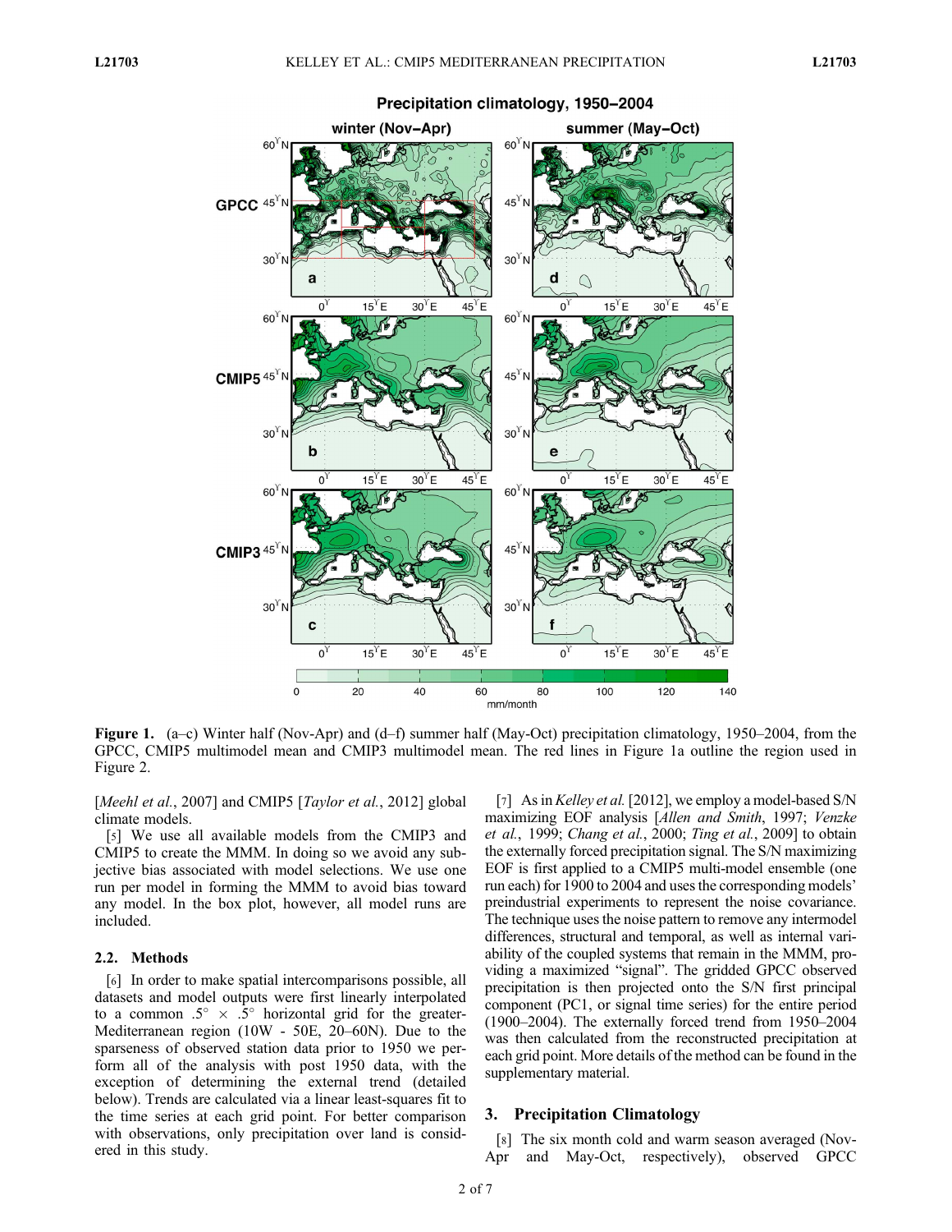**Figure 1.** (a–c) Winter half (Nov-Apr) and (d–f) summer half (May-Oct) precipitation climatology, 1950–2004, from the GPCC, CMIP5 multimodel mean and CMIP3 multimodel mean. The red lines in Figure 1a outline the region used in Figure 2.

[*Meehl et al.*, 2007] and CMIP5 [*Taylor et al.*, 2012] global climate models.

[5] We use all available models from the CMIP3 and CMIP5 to create the MMM. In doing so we avoid any subjective bias associated with model selections. We use one run per model in forming the MMM to avoid bias toward any model. In the box plot, however, all model runs are included.

### 2.2. Methods

[6] In order to make spatial intercomparisons possible, all datasets and model outputs were first linearly interpolated to a common $.5^{\circ} \times .5^{\circ}$ horizontal grid for the greater-Mediterranean region (10W - 50E, 20–60N). Due to the sparseness of observed station data prior to 1950 we perform all of the analysis with post 1950 data, with the exception of determining the external trend (detailed below). Trends are calculated via a linear least-squares fit to the time series at each grid point. For better comparison with observations, only precipitation over land is considered in this study.

[7] As in *Kelley et al.* [2012], we employ a model-based S/N maximizing EOF analysis [*Allen and Smith*, 1997; *Venzke et al.*, 1999; *Chang et al.*, 2000; *Ting et al.*, 2009] to obtain the externally forced precipitation signal. The S/N maximizing EOF is first applied to a CMIP5 multi-model ensemble (one run each) for 1900 to 2004 and uses the corresponding models' preindustrial experiments to represent the noise covariance. The technique uses the noise pattern to remove any intermodel differences, structural and temporal, as well as internal variability of the coupled systems that remain in the MMM, providing a maximized "signal". The gridded GPCC observed precipitation is then projected onto the S/N first principal component (PC1, or signal time series) for the entire period (1900–2004). The externally forced trend from 1950–2004 was then calculated from the reconstructed precipitation at each grid point. More details of the method can be found in the supplementary material.

## 3. Precipitation Climatology

[8] The six month cold and warm season averaged (Nov-Apr and May-Oct, respectively), observed GPCC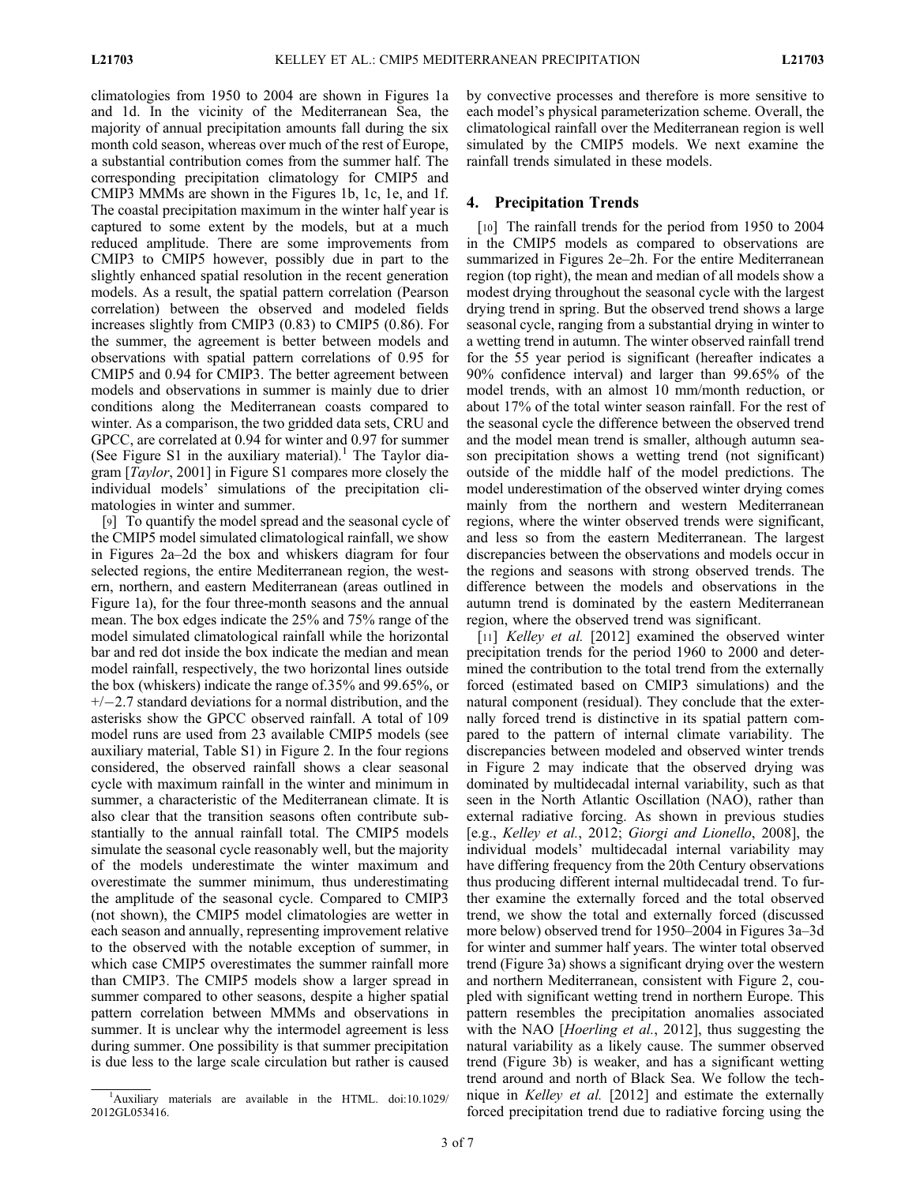climatologies from 1950 to 2004 are shown in Figures 1a and 1d. In the vicinity of the Mediterranean Sea, the majority of annual precipitation amounts fall during the six month cold season, whereas over much of the rest of Europe, a substantial contribution comes from the summer half. The corresponding precipitation climatology for CMIP5 and CMIP3 MMMs are shown in the Figures 1b, 1c, 1e, and 1f. The coastal precipitation maximum in the winter half year is captured to some extent by the models, but at a much reduced amplitude. There are some improvements from CMIP3 to CMIP5 however, possibly due in part to the slightly enhanced spatial resolution in the recent generation models. As a result, the spatial pattern correlation (Pearson correlation) between the observed and modeled fields increases slightly from CMIP3 (0.83) to CMIP5 (0.86). For the summer, the agreement is better between models and observations with spatial pattern correlations of 0.95 for CMIP5 and 0.94 for CMIP3. The better agreement between models and observations in summer is mainly due to drier conditions along the Mediterranean coasts compared to winter. As a comparison, the two gridded data sets, CRU and GPCC, are correlated at 0.94 for winter and 0.97 for summer (See Figure S1 in the auxiliary material).[1] The Taylor diagram [*Taylor*, 2001] in Figure S1 compares more closely the individual models' simulations of the precipitation climatologies in winter and summer.

[9] To quantify the model spread and the seasonal cycle of the CMIP5 model simulated climatological rainfall, we show in Figures 2a–2d the box and whiskers diagram for four selected regions, the entire Mediterranean region, the western, northern, and eastern Mediterranean (areas outlined in Figure 1a), for the four three-month seasons and the annual mean. The box edges indicate the 25% and 75% range of the model simulated climatological rainfall while the horizontal bar and red dot inside the box indicate the median and mean model rainfall, respectively, the two horizontal lines outside the box (whiskers) indicate the range of.35% and 99.65%, or +/−2.7 standard deviations for a normal distribution, and the asterisks show the GPCC observed rainfall. A total of 109 model runs are used from 23 available CMIP5 models (see auxiliary material, Table S1) in Figure 2. In the four regions considered, the observed rainfall shows a clear seasonal cycle with maximum rainfall in the winter and minimum in summer, a characteristic of the Mediterranean climate. It is also clear that the transition seasons often contribute substantially to the annual rainfall total. The CMIP5 models simulate the seasonal cycle reasonably well, but the majority of the models underestimate the winter maximum and overestimate the summer minimum, thus underestimating the amplitude of the seasonal cycle. Compared to CMIP3 (not shown), the CMIP5 model climatologies are wetter in each season and annually, representing improvement relative to the observed with the notable exception of summer, in which case CMIP5 overestimates the summer rainfall more than CMIP3. The CMIP5 models show a larger spread in summer compared to other seasons, despite a higher spatial pattern correlation between MMMs and observations in summer. It is unclear why the intermodel agreement is less during summer. One possibility is that summer precipitation is due less to the large scale circulation but rather is caused by convective processes and therefore is more sensitive to each model's physical parameterization scheme. Overall, the climatological rainfall over the Mediterranean region is well simulated by the CMIP5 models. We next examine the rainfall trends simulated in these models.

## 4. Precipitation Trends

[10] The rainfall trends for the period from 1950 to 2004 in the CMIP5 models as compared to observations are summarized in Figures 2e–2h. For the entire Mediterranean region (top right), the mean and median of all models show a modest drying throughout the seasonal cycle with the largest drying trend in spring. But the observed trend shows a large seasonal cycle, ranging from a substantial drying in winter to a wetting trend in autumn. The winter observed rainfall trend for the 55 year period is significant (hereafter indicates a 90% confidence interval) and larger than 99.65% of the model trends, with an almost 10 mm/month reduction, or about 17% of the total winter season rainfall. For the rest of the seasonal cycle the difference between the observed trend and the model mean trend is smaller, although autumn season precipitation shows a wetting trend (not significant) outside of the middle half of the model predictions. The model underestimation of the observed winter drying comes mainly from the northern and western Mediterranean regions, where the winter observed trends were significant, and less so from the eastern Mediterranean. The largest discrepancies between the observations and models occur in the regions and seasons with strong observed trends. The difference between the models and observations in the autumn trend is dominated by the eastern Mediterranean region, where the observed trend was significant.

[11] *Kelley et al.* [2012] examined the observed winter precipitation trends for the period 1960 to 2000 and determined the contribution to the total trend from the externally forced (estimated based on CMIP3 simulations) and the natural component (residual). They conclude that the externally forced trend is distinctive in its spatial pattern compared to the pattern of internal climate variability. The discrepancies between modeled and observed winter trends in Figure 2 may indicate that the observed drying was dominated by multidecadal internal variability, such as that seen in the North Atlantic Oscillation (NAO), rather than external radiative forcing. As shown in previous studies [e.g., *Kelley et al.*, 2012; *Giorgi and Lionello*, 2008], the individual models' multidecadal internal variability may have differing frequency from the 20th Century observations thus producing different internal multidecadal trend. To further examine the externally forced and the total observed trend, we show the total and externally forced (discussed more below) observed trend for 1950–2004 in Figures 3a–3d for winter and summer half years. The winter total observed trend (Figure 3a) shows a significant drying over the western and northern Mediterranean, consistent with Figure 2, coupled with significant wetting trend in northern Europe. This pattern resembles the precipitation anomalies associated with the NAO [*Hoerling et al.*, 2012], thus suggesting the natural variability as a likely cause. The summer observed trend (Figure 3b) is weaker, and has a significant wetting trend around and north of Black Sea. We follow the technique in *Kelley et al.* [2012] and estimate the externally forced precipitation trend due to radiative forcing using the

[1] Auxiliary materials are available in the HTML. doi:10.1029/2012GL053416.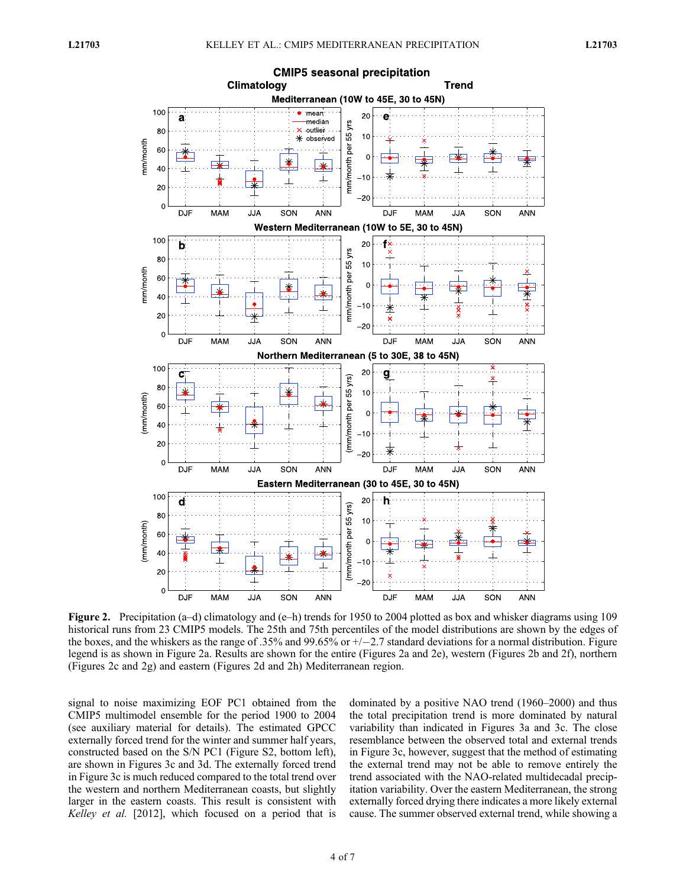**Figure 2.** Precipitation (a–d) climatology and (e–h) trends for 1950 to 2004 plotted as box and whisker diagrams using 109 historical runs from 23 CMIP5 models. The 25th and 75th percentiles of the model distributions are shown by the edges of the boxes, and the whiskers as the range of .35% and 99.65% or +/−2.7 standard deviations for a normal distribution. Figure legend is as shown in Figure 2a. Results are shown for the entire (Figures 2a and 2e), western (Figures 2b and 2f), northern (Figures 2c and 2g) and eastern (Figures 2d and 2h) Mediterranean region.

signal to noise maximizing EOF PC1 obtained from the CMIP5 multimodel ensemble for the period 1900 to 2004 (see auxiliary material for details). The estimated GPCC externally forced trend for the winter and summer half years, constructed based on the S/N PC1 (Figure S2, bottom left), are shown in Figures 3c and 3d. The externally forced trend in Figure 3c is much reduced compared to the total trend over the western and northern Mediterranean coasts, but slightly larger in the eastern coasts. This result is consistent with *Kelley et al.* [2012], which focused on a period that is dominated by a positive NAO trend (1960–2000) and thus the total precipitation trend is more dominated by natural variability than indicated in Figures 3a and 3c. The close resemblance between the observed total and external trends in Figure 3c, however, suggest that the method of estimating the external trend may not be able to remove entirely the trend associated with the NAO-related multidecadal precipitation variability. Over the eastern Mediterranean, the strong externally forced drying there indicates a more likely external cause. The summer observed external trend, while showing a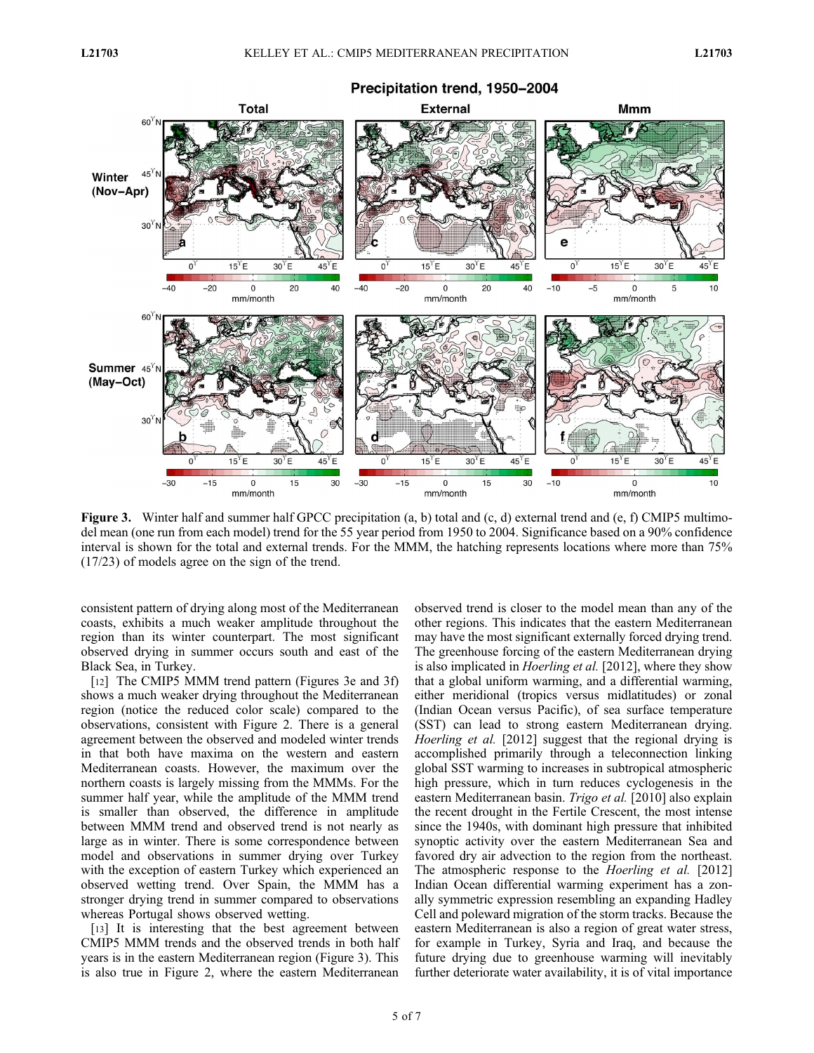**Figure 3.** Winter half and summer half GPCC precipitation (a, b) total and (c, d) external trend and (e, f) CMIP5 multimodel mean (one run from each model) trend for the 55 year period from 1950 to 2004. Significance based on a 90% confidence interval is shown for the total and external trends. For the MMM, the hatching represents locations where more than 75% (17/23) of models agree on the sign of the trend.

consistent pattern of drying along most of the Mediterranean coasts, exhibits a much weaker amplitude throughout the region than its winter counterpart. The most significant observed drying in summer occurs south and east of the Black Sea, in Turkey.

[12] The CMIP5 MMM trend pattern (Figures 3e and 3f) shows a much weaker drying throughout the Mediterranean region (notice the reduced color scale) compared to the observations, consistent with Figure 2. There is a general agreement between the observed and modeled winter trends in that both have maxima on the western and eastern Mediterranean coasts. However, the maximum over the northern coasts is largely missing from the MMMs. For the summer half year, while the amplitude of the MMM trend is smaller than observed, the difference in amplitude between MMM trend and observed trend is not nearly as large as in winter. There is some correspondence between model and observations in summer drying over Turkey with the exception of eastern Turkey which experienced an observed wetting trend. Over Spain, the MMM has a stronger drying trend in summer compared to observations whereas Portugal shows observed wetting.

[13] It is interesting that the best agreement between CMIP5 MMM trends and the observed trends in both half years is in the eastern Mediterranean region (Figure 3). This is also true in Figure 2, where the eastern Mediterranean observed trend is closer to the model mean than any of the other regions. This indicates that the eastern Mediterranean may have the most significant externally forced drying trend. The greenhouse forcing of the eastern Mediterranean drying is also implicated in *Hoerling et al.* [2012], where they show that a global uniform warming, and a differential warming, either meridional (tropics versus midlatitudes) or zonal (Indian Ocean versus Pacific), of sea surface temperature (SST) can lead to strong eastern Mediterranean drying. *Hoerling et al.* [2012] suggest that the regional drying is accomplished primarily through a teleconnection linking global SST warming to increases in subtropical atmospheric high pressure, which in turn reduces cyclogenesis in the eastern Mediterranean basin. *Trigo et al.* [2010] also explain the recent drought in the Fertile Crescent, the most intense since the 1940s, with dominant high pressure that inhibited synoptic activity over the eastern Mediterranean Sea and favored dry air advection to the region from the northeast. The atmospheric response to the *Hoerling et al.* [2012] Indian Ocean differential warming experiment has a zonally symmetric expression resembling an expanding Hadley Cell and poleward migration of the storm tracks. Because the eastern Mediterranean is also a region of great water stress, for example in Turkey, Syria and Iraq, and because the future drying due to greenhouse warming will inevitably further deteriorate water availability, it is of vital importance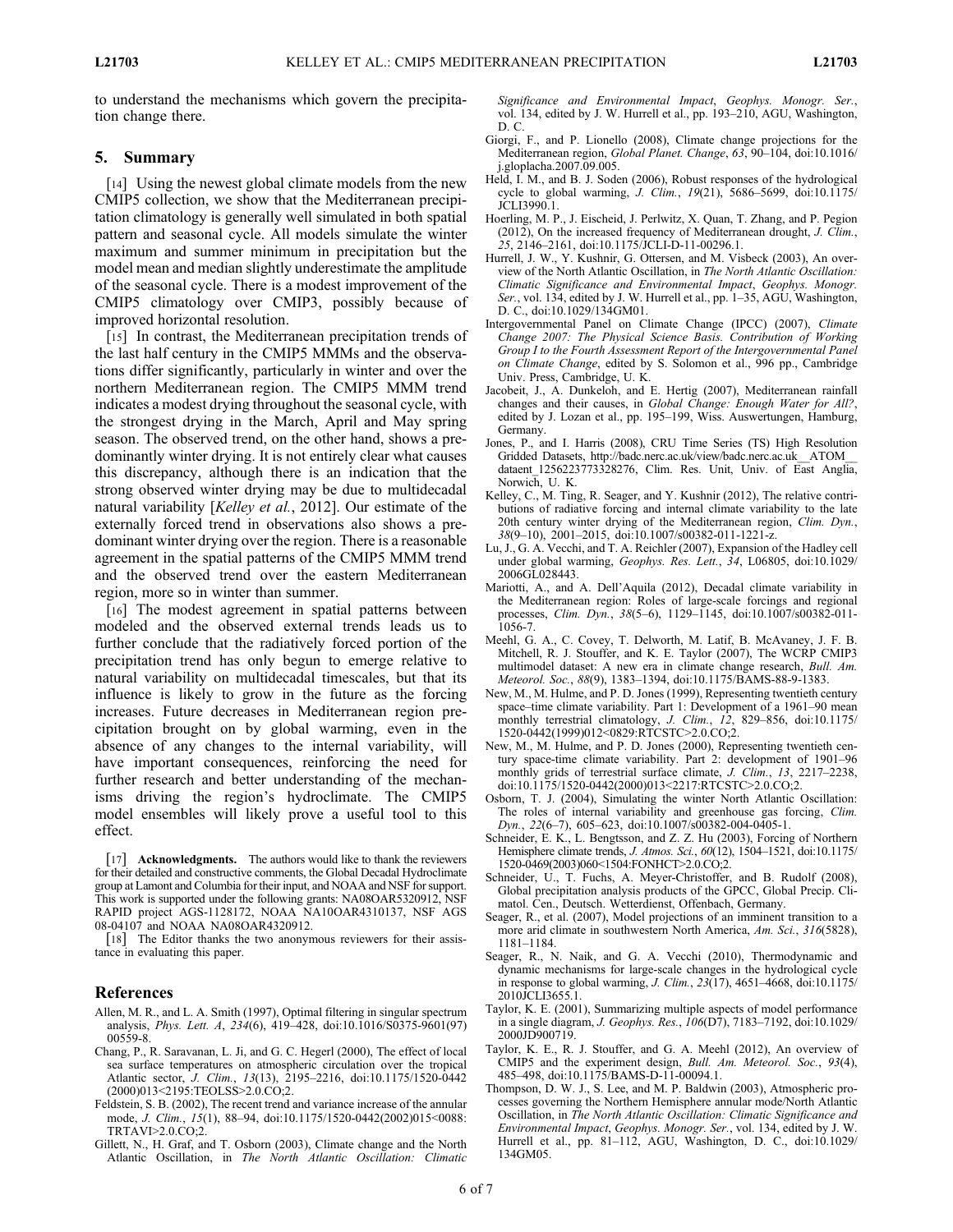to understand the mechanisms which govern the precipitation change there.

## 5. Summary

[14] Using the newest global climate models from the new CMIP5 collection, we show that the Mediterranean precipitation climatology is generally well simulated in both spatial pattern and seasonal cycle. All models simulate the winter maximum and summer minimum in precipitation but the model mean and median slightly underestimate the amplitude of the seasonal cycle. There is a modest improvement of the CMIP5 climatology over CMIP3, possibly because of improved horizontal resolution.

[15] In contrast, the Mediterranean precipitation trends of the last half century in the CMIP5 MMMs and the observations differ significantly, particularly in winter and over the northern Mediterranean region. The CMIP5 MMM trend indicates a modest drying throughout the seasonal cycle, with the strongest drying in the March, April and May spring season. The observed trend, on the other hand, shows a predominantly winter drying. It is not entirely clear what causes this discrepancy, although there is an indication that the strong observed winter drying may be due to multidecadal natural variability [*Kelley et al.*, 2012]. Our estimate of the externally forced trend in observations also shows a predominant winter drying over the region. There is a reasonable agreement in the spatial patterns of the CMIP5 MMM trend and the observed trend over the eastern Mediterranean region, more so in winter than summer.

[16] The modest agreement in spatial patterns between modeled and the observed external trends leads us to further conclude that the radiatively forced portion of the precipitation trend has only begun to emerge relative to natural variability on multidecadal timescales, but that its influence is likely to grow in the future as the forcing increases. Future decreases in Mediterranean region precipitation brought on by global warming, even in the absence of any changes to the internal variability, will have important consequences, reinforcing the need for further research and better understanding of the mechanisms driving the region's hydroclimate. The CMIP5 model ensembles will likely prove a useful tool to this effect.

[17] **Acknowledgments.** The authors would like to thank the reviewers for their detailed and constructive comments, the Global Decadal Hydroclimate group at Lamont and Columbia for their input, and NOAA and NSF for support. This work is supported under the following grants: NA08OAR5320912, NSF RAPID project AGS-1128172, NOAA NA10OAR4310137, NSF AGS 08-04107 and NOAA NA08OAR4320912.

[18] The Editor thanks the two anonymous reviewers for their assistance in evaluating this paper.

## References

Allen, M. R., and L. A. Smith (1997), Optimal filtering in singular spectrum analysis, *Phys. Lett. A*, *234*(6), 419–428, doi:10.1016/S0375-9601(97)00559-8.

Chang, P., R. Saravanan, L. Ji, and G. C. Hegerl (2000), The effect of local sea surface temperatures on atmospheric circulation over the tropical Atlantic sector, *J. Clim.*, *13*(13), 2195–2216, doi:10.1175/1520-0442(2000)013<2195:TEOLSS>2.0.CO;2.

Feldstein, S. B. (2002), The recent trend and variance increase of the annular mode, *J. Clim.*, *15*(1), 88–94, doi:10.1175/1520-0442(2002)015<0088:TRTAVI>2.0.CO;2.

Gillett, N., H. Graf, and T. Osborn (2003), Climate change and the North Atlantic Oscillation, in *The North Atlantic Oscillation: Climatic Significance and Environmental Impact*, *Geophys. Monogr. Ser.*, vol. 134, edited by J. W. Hurrell et al., pp. 193–210, AGU, Washington, D. C.

Giorgi, F., and P. Lionello (2008), Climate change projections for the Mediterranean region, *Global Planet. Change*, *63*, 90–104, doi:10.1016/j.gloplacha.2007.09.005.

Held, I. M., and B. J. Soden (2006), Robust responses of the hydrological cycle to global warming, *J. Clim.*, *19*(21), 5686–5699, doi:10.1175/JCLI3990.1.

Hoerling, M. P., J. Eischeid, J. Perlwitz, X. Quan, T. Zhang, and P. Pegion (2012), On the increased frequency of Mediterranean drought, *J. Clim.*, *25*, 2146–2161, doi:10.1175/JCLI-D-11-00296.1.

Hurrell, J. W., Y. Kushnir, G. Ottersen, and M. Visbeck (2003), An overview of the North Atlantic Oscillation, in *The North Atlantic Oscillation: Climatic Significance and Environmental Impact*, *Geophys. Monogr. Ser.*, vol. 134, edited by J. W. Hurrell et al., pp. 1–35, AGU, Washington, D. C., doi:10.1029/134GM01.

Intergovernmental Panel on Climate Change (IPCC) (2007), *Climate Change 2007: The Physical Science Basis. Contribution of Working Group I to the Fourth Assessment Report of the Intergovernmental Panel on Climate Change*, edited by S. Solomon et al., 996 pp., Cambridge Univ. Press, Cambridge, U. K.

Jacobeit, J., A. Dunkeloh, and E. Hertig (2007), Mediterranean rainfall changes and their causes, in *Global Change: Enough Water for All?*, edited by J. Lozan et al., pp. 195–199, Wiss. Auswertungen, Hamburg, Germany.

Jones, P., and I. Harris (2008), CRU Time Series (TS) High Resolution Gridded Datasets, http://badc.nerc.ac.uk/view/badc.nerc.ac.uk__ATOM__dataent_1256223773328276, Clim. Res. Unit, Univ. of East Anglia, Norwich, U. K.

Kelley, C., M. Ting, R. Seager, and Y. Kushnir (2012), The relative contributions of radiative forcing and internal climate variability to the late 20th century winter drying of the Mediterranean region, *Clim. Dyn.*, *38*(9–10), 2001–2015, doi:10.1007/s00382-011-1221-z.

Lu, J., G. A. Vecchi, and T. A. Reichler (2007), Expansion of the Hadley cell under global warming, *Geophys. Res. Lett.*, *34*, L06805, doi:10.1029/2006GL028443.

Mariotti, A., and A. Dell'Aquila (2012), Decadal climate variability in the Mediterranean region: Roles of large-scale forcings and regional processes, *Clim. Dyn.*, *38*(5–6), 1129–1145, doi:10.1007/s00382-011-1056-7.

Meehl, G. A., C. Covey, T. Delworth, M. Latif, B. McAvaney, J. F. B. Mitchell, R. J. Stouffer, and K. E. Taylor (2007), The WCRP CMIP3 multimodel dataset: A new era in climate change research, *Bull. Am. Meteorol. Soc.*, *88*(9), 1383–1394, doi:10.1175/BAMS-88-9-1383.

New, M., M. Hulme, and P. D. Jones (1999), Representing twentieth century space–time climate variability. Part 1: Development of a 1961–90 mean monthly terrestrial climatology, *J. Clim.*, *12*, 829–856, doi:10.1175/1520-0442(1999)012<0829:RTCSTC>2.0.CO;2.

New, M., M. Hulme, and P. D. Jones (2000), Representing twentieth century space-time climate variability. Part 2: development of 1901–96 monthly grids of terrestrial surface climate, *J. Clim.*, *13*, 2217–2238, doi:10.1175/1520-0442(2000)013<2217:RTCSTC>2.0.CO;2.

Osborn, T. J. (2004), Simulating the winter North Atlantic Oscillation: The roles of internal variability and greenhouse gas forcing, *Clim. Dyn.*, *22*(6–7), 605–623, doi:10.1007/s00382-004-0405-1.

Schneider, E. K., L. Bengtsson, and Z. Z. Hu (2003), Forcing of Northern Hemisphere climate trends, *J. Atmos. Sci.*, *60*(12), 1504–1521, doi:10.1175/1520-0469(2003)060<1504:FONHCT>2.0.CO;2.

Schneider, U., T. Fuchs, A. Meyer-Christoffer, and B. Rudolf (2008), Global precipitation analysis products of the GPCC, Global Precip. Climatol. Cen., Deutsch. Wetterdienst, Offenbach, Germany.

Seager, R., et al. (2007), Model projections of an imminent transition to a more arid climate in southwestern North America, *Am. Sci.*, *316*(5828), 1181–1184.

Seager, R., N. Naik, and G. A. Vecchi (2010), Thermodynamic and dynamic mechanisms for large-scale changes in the hydrological cycle in response to global warming, *J. Clim.*, *23*(17), 4651–4668, doi:10.1175/2010JCLI3655.1.

Taylor, K. E. (2001), Summarizing multiple aspects of model performance in a single diagram, *J. Geophys. Res.*, *106*(D7), 7183–7192, doi:10.1029/2000JD900719.

Taylor, K. E., R. J. Stouffer, and G. A. Meehl (2012), An overview of CMIP5 and the experiment design, *Bull. Am. Meteorol. Soc.*, *93*(4), 485–498, doi:10.1175/BAMS-D-11-00094.1.

Thompson, D. W. J., S. Lee, and M. P. Baldwin (2003), Atmospheric processes governing the Northern Hemisphere annular mode/North Atlantic Oscillation, in *The North Atlantic Oscillation: Climatic Significance and Environmental Impact*, *Geophys. Monogr. Ser.*, vol. 134, edited by J. W. Hurrell et al., pp. 81–112, AGU, Washington, D. C., doi:10.1029/134GM05.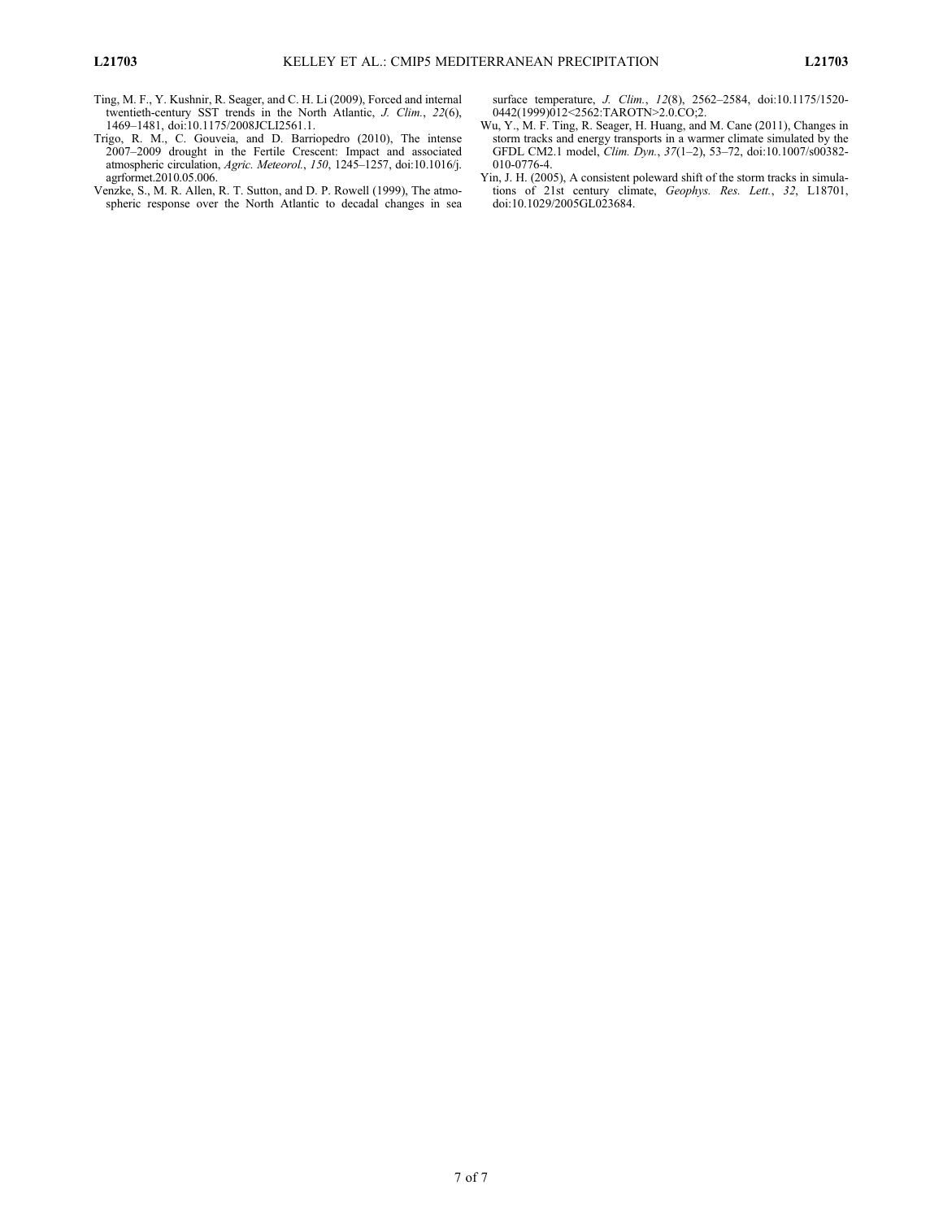Ting, M. F., Y. Kushnir, R. Seager, and C. H. Li (2009), Forced and internal twentieth-century SST trends in the North Atlantic, *J. Clim.*, *22*(6), 1469–1481, doi:10.1175/2008JCLI2561.1.

Trigo, R. M., C. Gouveia, and D. Barriopedro (2010), The intense 2007–2009 drought in the Fertile Crescent: Impact and associated atmospheric circulation, *Agric. Meteorol.*, *150*, 1245–1257, doi:10.1016/j.agrformet.2010.05.006.

Venzke, S., M. R. Allen, R. T. Sutton, and D. P. Rowell (1999), The atmospheric response over the North Atlantic to decadal changes in sea surface temperature, *J. Clim.*, *12*(8), 2562–2584, doi:10.1175/1520-0442(1999)012<2562:TAROTN>2.0.CO;2.

Wu, Y., M. F. Ting, R. Seager, H. Huang, and M. Cane (2011), Changes in storm tracks and energy transports in a warmer climate simulated by the GFDL CM2.1 model, *Clim. Dyn.*, *37*(1–2), 53–72, doi:10.1007/s00382-010-0776-4.

Yin, J. H. (2005), A consistent poleward shift of the storm tracks in simulations of 21st century climate, *Geophys. Res. Lett.*, *32*, L18701, doi:10.1029/2005GL023684.